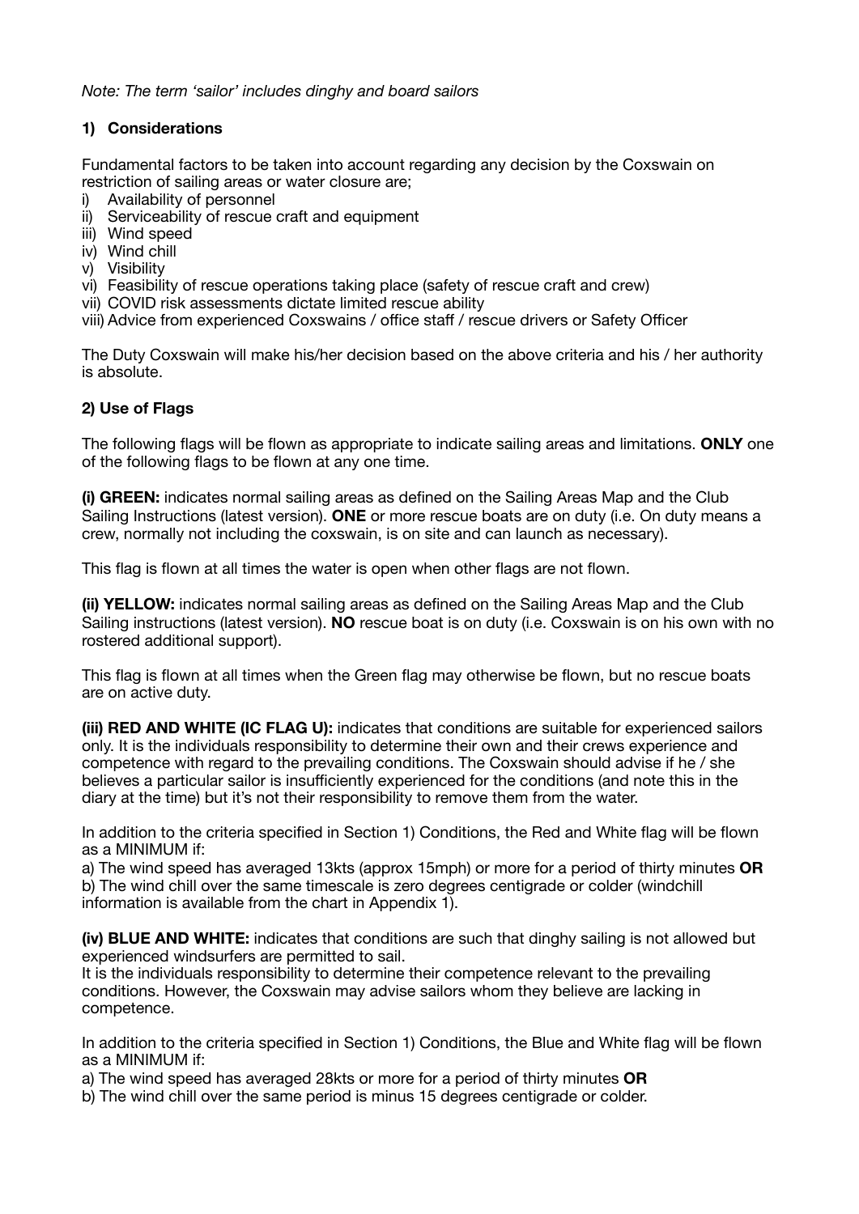*Note: The term 'sailor' includes dinghy and board sailors*

### 1) Considerations

Fundamental factors to be taken into account regarding any decision by the Coxswain on restriction of sailing areas or water closure are;

i) Availability of personnel
ii) Serviceability of rescue craft and equipment
iii) Wind speed
iv) Wind chill
v) Visibility
vi) Feasibility of rescue operations taking place (safety of rescue craft and crew)
vii) COVID risk assessments dictate limited rescue ability
viii) Advice from experienced Coxswains / office staff / rescue drivers or Safety Officer

The Duty Coxswain will make his/her decision based on the above criteria and his / her authority is absolute.

### 2) Use of Flags

The following flags will be flown as appropriate to indicate sailing areas and limitations. **ONLY** one of the following flags to be flown at any one time.

**(i) GREEN:** indicates normal sailing areas as defined on the Sailing Areas Map and the Club Sailing Instructions (latest version). **ONE** or more rescue boats are on duty (i.e. On duty means a crew, normally not including the coxswain, is on site and can launch as necessary).

This flag is flown at all times the water is open when other flags are not flown.

**(ii) YELLOW:** indicates normal sailing areas as defined on the Sailing Areas Map and the Club Sailing instructions (latest version). **NO** rescue boat is on duty (i.e. Coxswain is on his own with no rostered additional support).

This flag is flown at all times when the Green flag may otherwise be flown, but no rescue boats are on active duty.

**(iii) RED AND WHITE (IC FLAG U):** indicates that conditions are suitable for experienced sailors only. It is the individuals responsibility to determine their own and their crews experience and competence with regard to the prevailing conditions. The Coxswain should advise if he / she believes a particular sailor is insufficiently experienced for the conditions (and note this in the diary at the time) but it's not their responsibility to remove them from the water.

In addition to the criteria specified in Section 1) Conditions, the Red and White flag will be flown as a MINIMUM if:

a) The wind speed has averaged 13kts (approx 15mph) or more for a period of thirty minutes **OR**
b) The wind chill over the same timescale is zero degrees centigrade or colder (windchill information is available from the chart in Appendix 1).

**(iv) BLUE AND WHITE:** indicates that conditions are such that dinghy sailing is not allowed but experienced windsurfers are permitted to sail.
It is the individuals responsibility to determine their competence relevant to the prevailing conditions. However, the Coxswain may advise sailors whom they believe are lacking in competence.

In addition to the criteria specified in Section 1) Conditions, the Blue and White flag will be flown as a MINIMUM if:

a) The wind speed has averaged 28kts or more for a period of thirty minutes **OR**
b) The wind chill over the same period is minus 15 degrees centigrade or colder.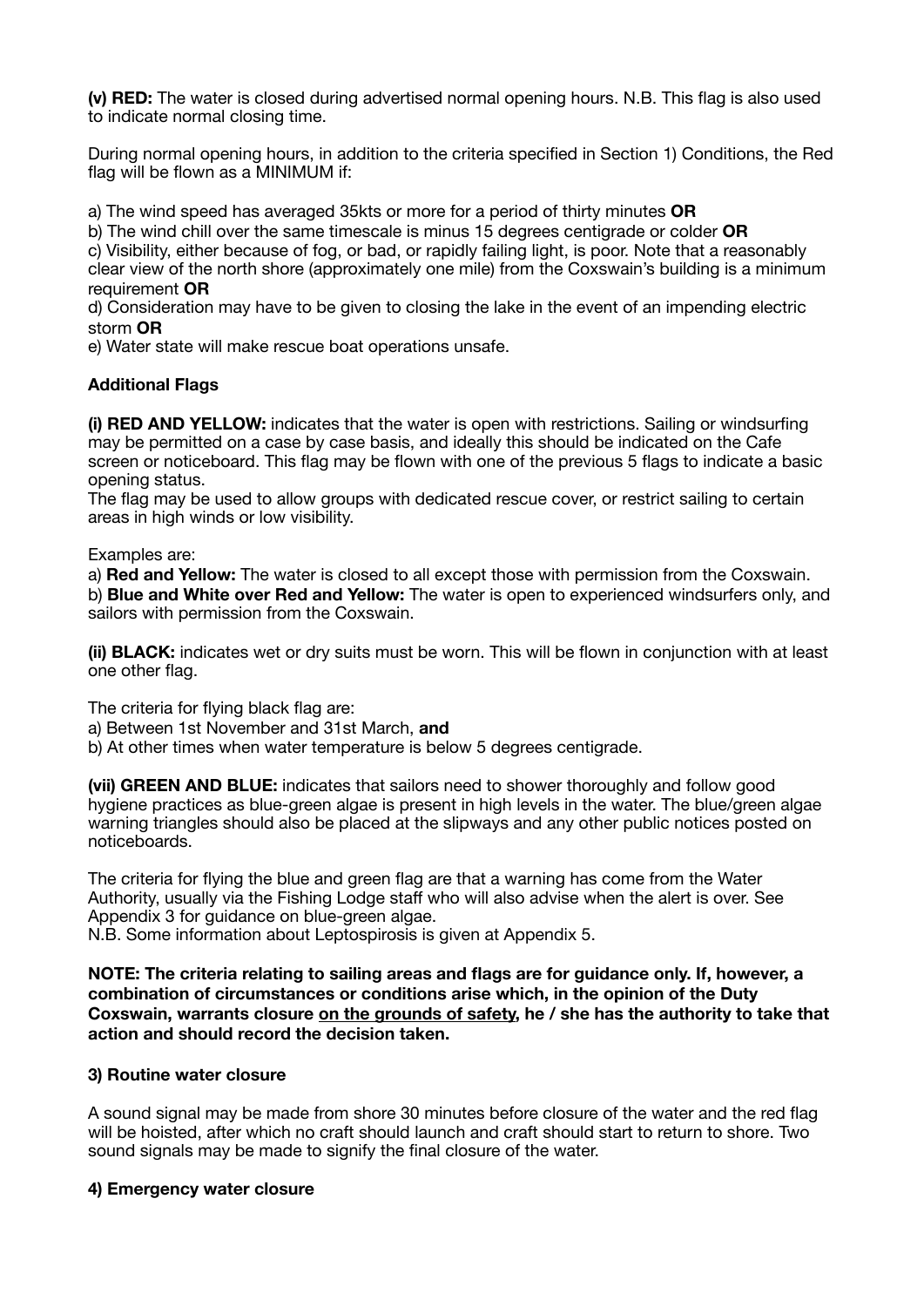**(v) RED:** The water is closed during advertised normal opening hours. N.B. This flag is also used to indicate normal closing time.

During normal opening hours, in addition to the criteria specified in Section 1) Conditions, the Red flag will be flown as a MINIMUM if:

a) The wind speed has averaged 35kts or more for a period of thirty minutes **OR**
b) The wind chill over the same timescale is minus 15 degrees centigrade or colder **OR**
c) Visibility, either because of fog, or bad, or rapidly failing light, is poor. Note that a reasonably clear view of the north shore (approximately one mile) from the Coxswain's building is a minimum requirement **OR**
d) Consideration may have to be given to closing the lake in the event of an impending electric storm **OR**
e) Water state will make rescue boat operations unsafe.

**Additional Flags**

**(i) RED AND YELLOW:** indicates that the water is open with restrictions. Sailing or windsurfing may be permitted on a case by case basis, and ideally this should be indicated on the Cafe screen or noticeboard. This flag may be flown with one of the previous 5 flags to indicate a basic opening status.
The flag may be used to allow groups with dedicated rescue cover, or restrict sailing to certain areas in high winds or low visibility.

Examples are:
a) **Red and Yellow:** The water is closed to all except those with permission from the Coxswain.
b) **Blue and White over Red and Yellow:** The water is open to experienced windsurfers only, and sailors with permission from the Coxswain.

**(ii) BLACK:** indicates wet or dry suits must be worn. This will be flown in conjunction with at least one other flag.

The criteria for flying black flag are:
a) Between 1st November and 31st March, **and**
b) At other times when water temperature is below 5 degrees centigrade.

**(vii) GREEN AND BLUE:** indicates that sailors need to shower thoroughly and follow good hygiene practices as blue-green algae is present in high levels in the water. The blue/green algae warning triangles should also be placed at the slipways and any other public notices posted on noticeboards.

The criteria for flying the blue and green flag are that a warning has come from the Water Authority, usually via the Fishing Lodge staff who will also advise when the alert is over. See Appendix 3 for guidance on blue-green algae.
N.B. Some information about Leptospirosis is given at Appendix 5.

**NOTE: The criteria relating to sailing areas and flags are for guidance only. If, however, a combination of circumstances or conditions arise which, in the opinion of the Duty Coxswain, warrants closure <u>on the grounds of safety</u>, he / she has the authority to take that action and should record the decision taken.**

### 3) Routine water closure

A sound signal may be made from shore 30 minutes before closure of the water and the red flag will be hoisted, after which no craft should launch and craft should start to return to shore. Two sound signals may be made to signify the final closure of the water.

### 4) Emergency water closure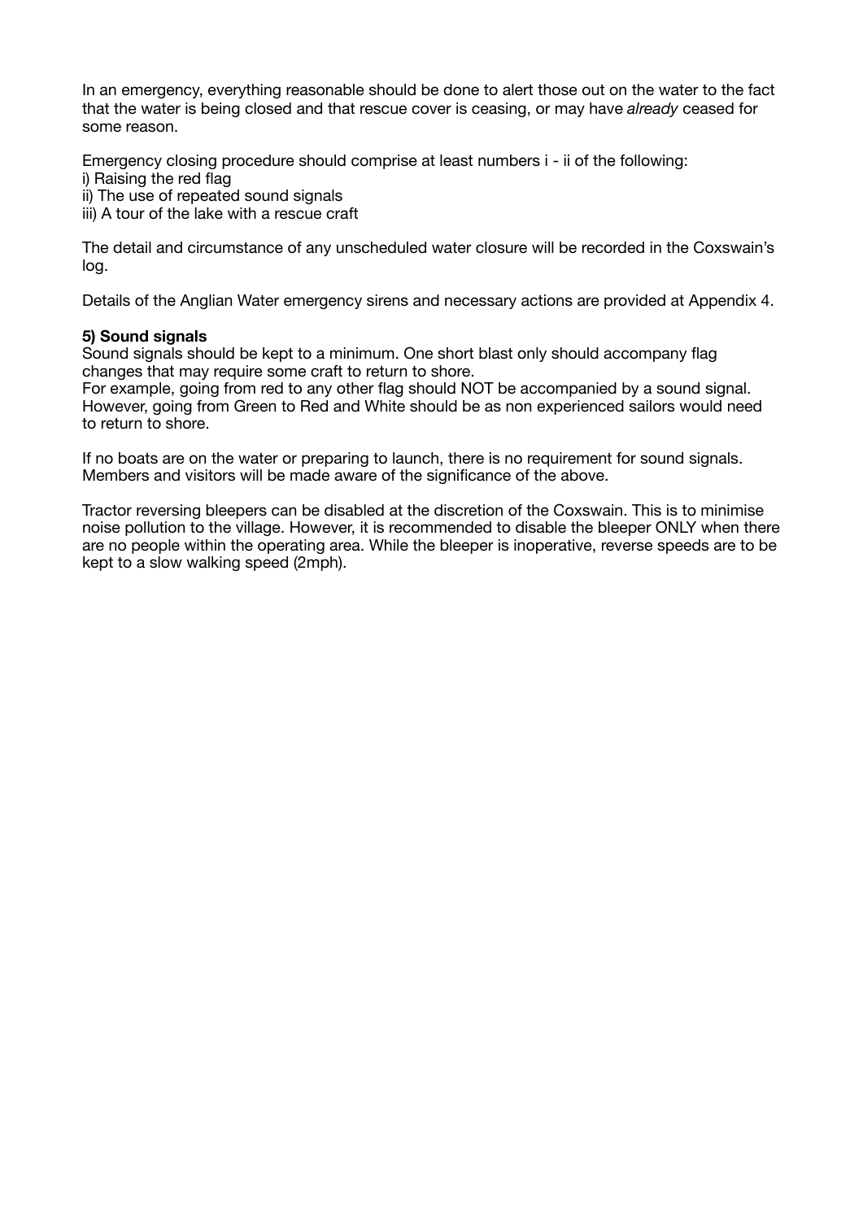In an emergency, everything reasonable should be done to alert those out on the water to the fact that the water is being closed and that rescue cover is ceasing, or may have *already* ceased for some reason.

Emergency closing procedure should comprise at least numbers i - ii of the following:
i) Raising the red flag
ii) The use of repeated sound signals
iii) A tour of the lake with a rescue craft

The detail and circumstance of any unscheduled water closure will be recorded in the Coxswain's log.

Details of the Anglian Water emergency sirens and necessary actions are provided at Appendix 4.

**5) Sound signals**

Sound signals should be kept to a minimum. One short blast only should accompany flag changes that may require some craft to return to shore.
For example, going from red to any other flag should NOT be accompanied by a sound signal. However, going from Green to Red and White should be as non experienced sailors would need to return to shore.

If no boats are on the water or preparing to launch, there is no requirement for sound signals. Members and visitors will be made aware of the significance of the above.

Tractor reversing bleepers can be disabled at the discretion of the Coxswain. This is to minimise noise pollution to the village. However, it is recommended to disable the bleeper ONLY when there are no people within the operating area. While the bleeper is inoperative, reverse speeds are to be kept to a slow walking speed (2mph).